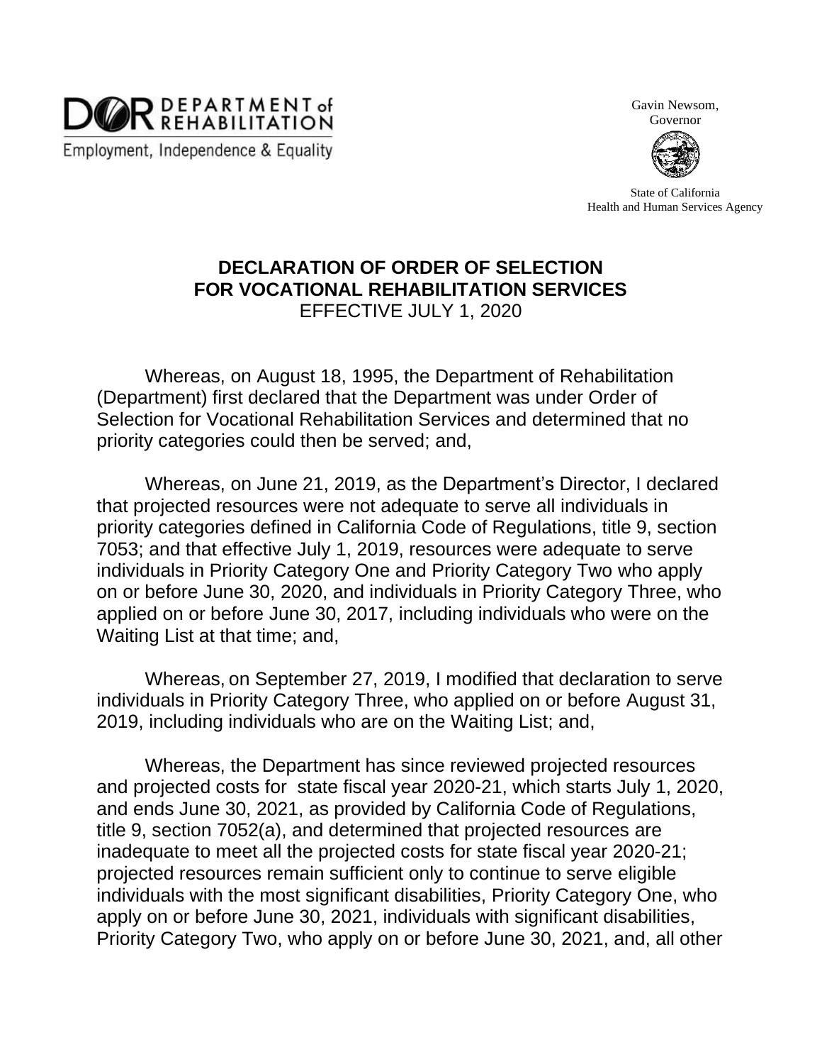DEPARTMENT of REHABILITATION

Employment, Independence & Equality

Gavin Newsom, Governor

State of California
Health and Human Services Agency

# DECLARATION OF ORDER OF SELECTION FOR VOCATIONAL REHABILITATION SERVICES

EFFECTIVE JULY 1, 2020

Whereas, on August 18, 1995, the Department of Rehabilitation (Department) first declared that the Department was under Order of Selection for Vocational Rehabilitation Services and determined that no priority categories could then be served; and,

Whereas, on June 21, 2019, as the Department's Director, I declared that projected resources were not adequate to serve all individuals in priority categories defined in California Code of Regulations, title 9, section 7053; and that effective July 1, 2019, resources were adequate to serve individuals in Priority Category One and Priority Category Two who apply on or before June 30, 2020, and individuals in Priority Category Three, who applied on or before June 30, 2017, including individuals who were on the Waiting List at that time; and,

Whereas, on September 27, 2019, I modified that declaration to serve individuals in Priority Category Three, who applied on or before August 31, 2019, including individuals who are on the Waiting List; and,

Whereas, the Department has since reviewed projected resources and projected costs for state fiscal year 2020-21, which starts July 1, 2020, and ends June 30, 2021, as provided by California Code of Regulations, title 9, section 7052(a), and determined that projected resources are inadequate to meet all the projected costs for state fiscal year 2020-21; projected resources remain sufficient only to continue to serve eligible individuals with the most significant disabilities, Priority Category One, who apply on or before June 30, 2021, individuals with significant disabilities, Priority Category Two, who apply on or before June 30, 2021, and, all other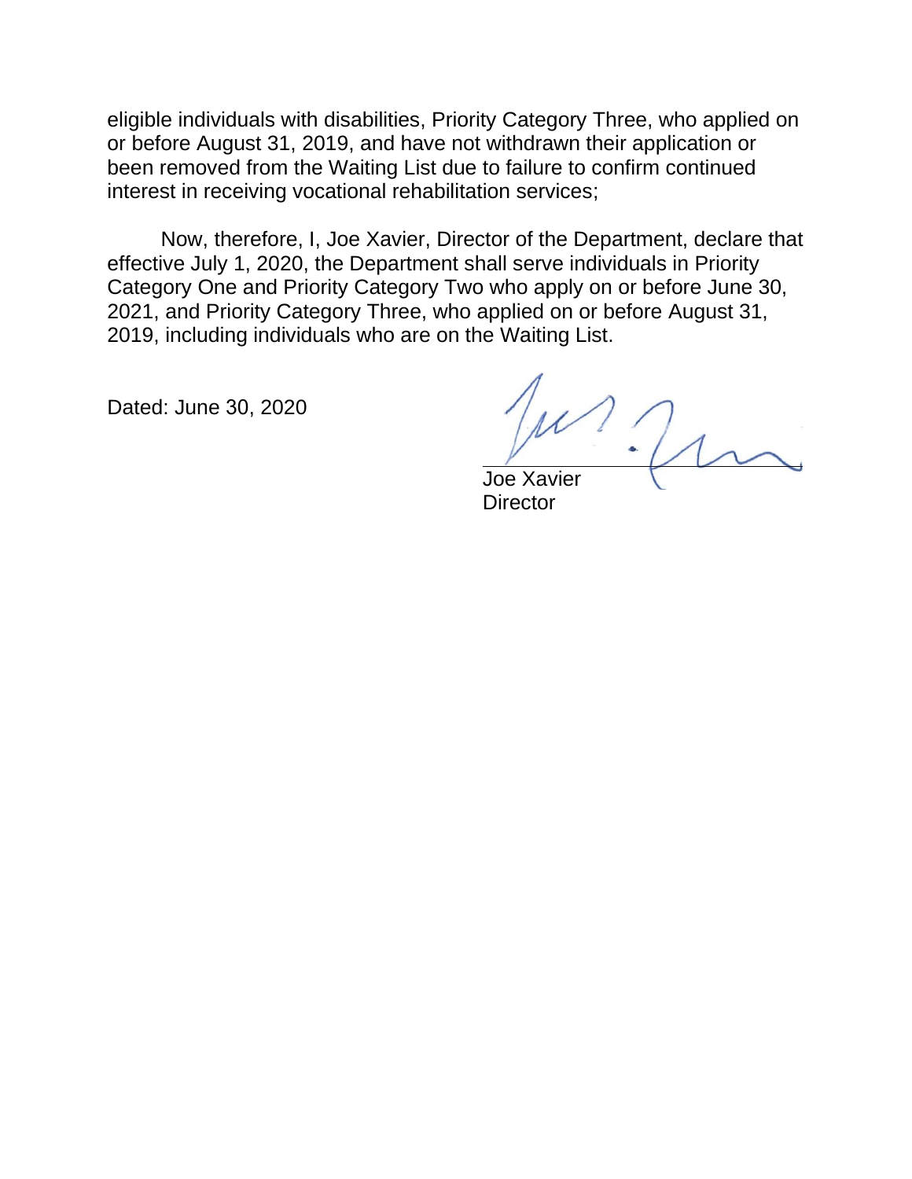eligible individuals with disabilities, Priority Category Three, who applied on or before August 31, 2019, and have not withdrawn their application or been removed from the Waiting List due to failure to confirm continued interest in receiving vocational rehabilitation services;

Now, therefore, I, Joe Xavier, Director of the Department, declare that effective July 1, 2020, the Department shall serve individuals in Priority Category One and Priority Category Two who apply on or before June 30, 2021, and Priority Category Three, who applied on or before August 31, 2019, including individuals who are on the Waiting List.

Dated: June 30, 2020

Joe Xavier
Director